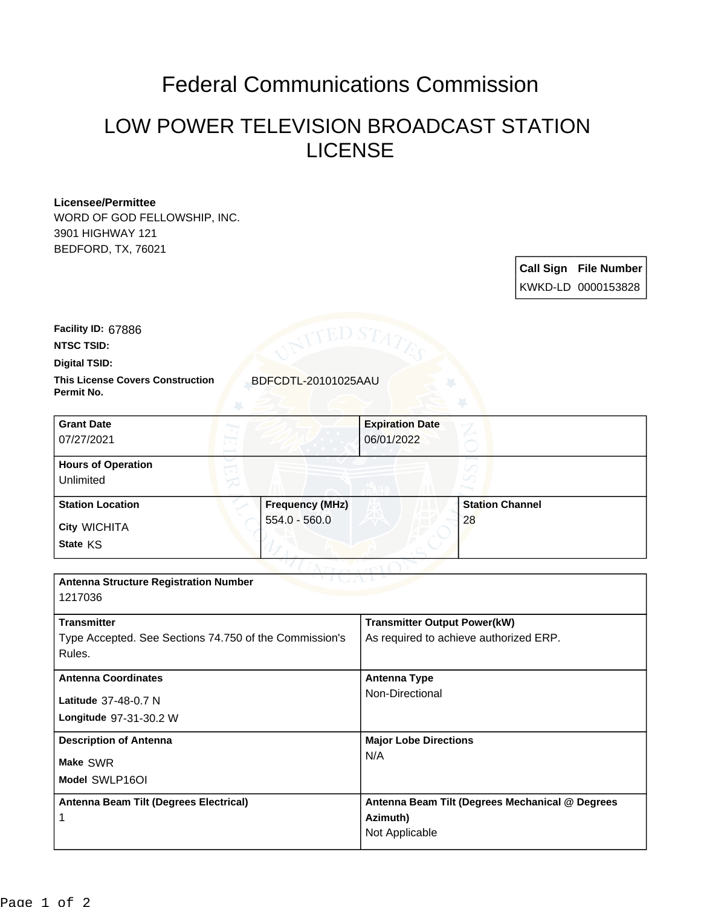# Federal Communications Commission

## LOW POWER TELEVISION BROADCAST STATION LICENSE

**Licensee/Permittee**
WORD OF GOD FELLOWSHIP, INC.
3901 HIGHWAY 121
BEDFORD, TX, 76021

| Call Sign | File Number |
|---|---|
| KWKD-LD | 0000153828 |

**Facility ID:** 67886

**NTSC TSID:**

**Digital TSID:**

**This License Covers Construction Permit No.** BDFCDTL-20101025AAU

| Grant Date | Expiration Date |
|---|---|
| 07/27/2021 | 06/01/2022 |

| Hours of Operation |
|---|
| Unlimited |

| Station Location | Frequency (MHz) | Station Channel |
|---|---|---|
| City WICHITA<br>State KS | 554.0 - 560.0 | 28 |

| Antenna Structure Registration Number | |
|---|---|
| 1217036 | |
| **Transmitter** | **Transmitter Output Power(kW)** |
| Type Accepted. See Sections 74.750 of the Commission's Rules. | As required to achieve authorized ERP. |
| **Antenna Coordinates** | **Antenna Type** |
| Latitude 37-48-0.7 N<br>Longitude 97-31-30.2 W | Non-Directional |
| **Description of Antenna** | **Major Lobe Directions** |
| Make SWR<br>Model SWLP16OI | N/A |
| **Antenna Beam Tilt (Degrees Electrical)** | **Antenna Beam Tilt (Degrees Mechanical @ Degrees Azimuth)** |
| 1 | Not Applicable |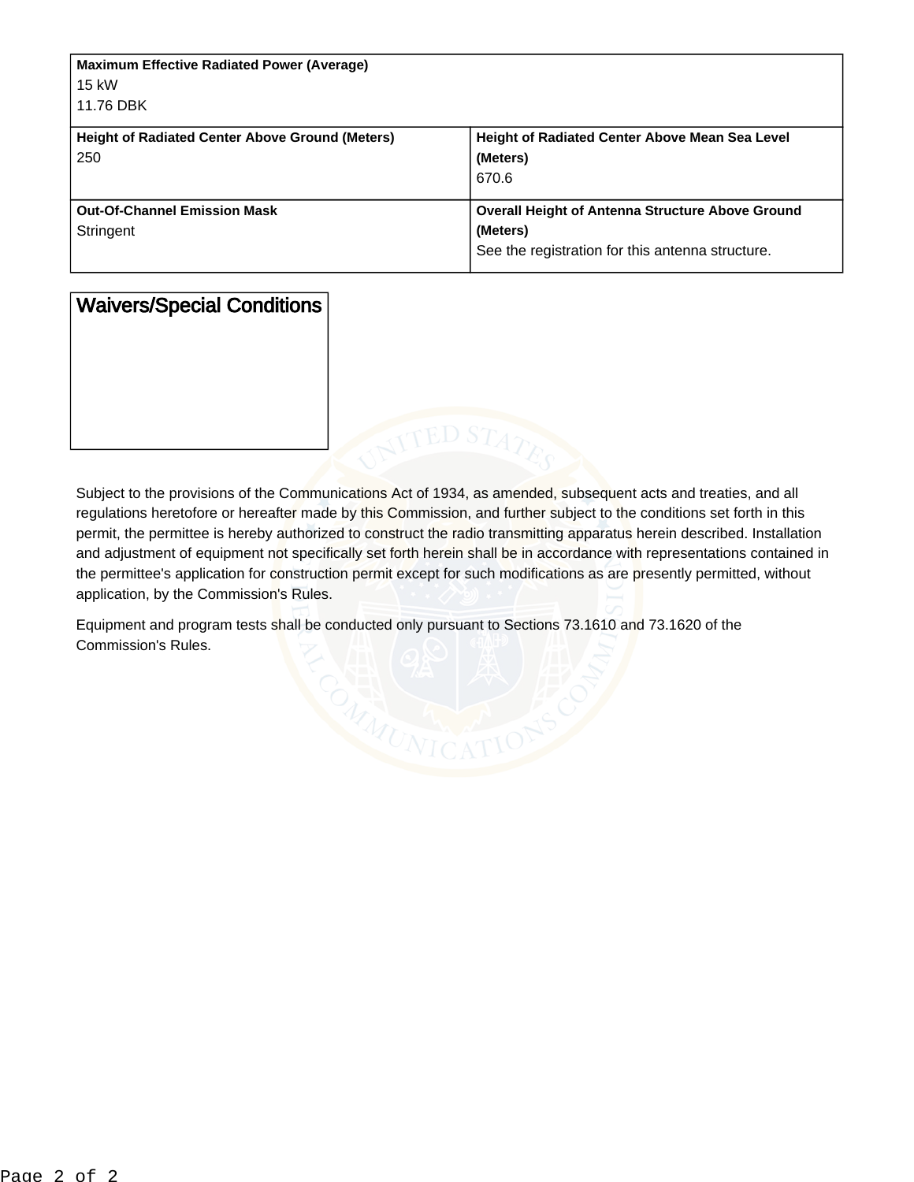| | |
|---|---|
| **Maximum Effective Radiated Power (Average)**<br>15 kW<br>11.76 DBK | |
| **Height of Radiated Center Above Ground (Meters)**<br>250 | **Height of Radiated Center Above Mean Sea Level (Meters)**<br>670.6 |
| **Out-Of-Channel Emission Mask**<br>Stringent | **Overall Height of Antenna Structure Above Ground (Meters)**<br>See the registration for this antenna structure. |

## Waivers/Special Conditions

Subject to the provisions of the Communications Act of 1934, as amended, subsequent acts and treaties, and all regulations heretofore or hereafter made by this Commission, and further subject to the conditions set forth in this permit, the permittee is hereby authorized to construct the radio transmitting apparatus herein described. Installation and adjustment of equipment not specifically set forth herein shall be in accordance with representations contained in the permittee's application for construction permit except for such modifications as are presently permitted, without application, by the Commission's Rules.

Equipment and program tests shall be conducted only pursuant to Sections 73.1610 and 73.1620 of the Commission's Rules.